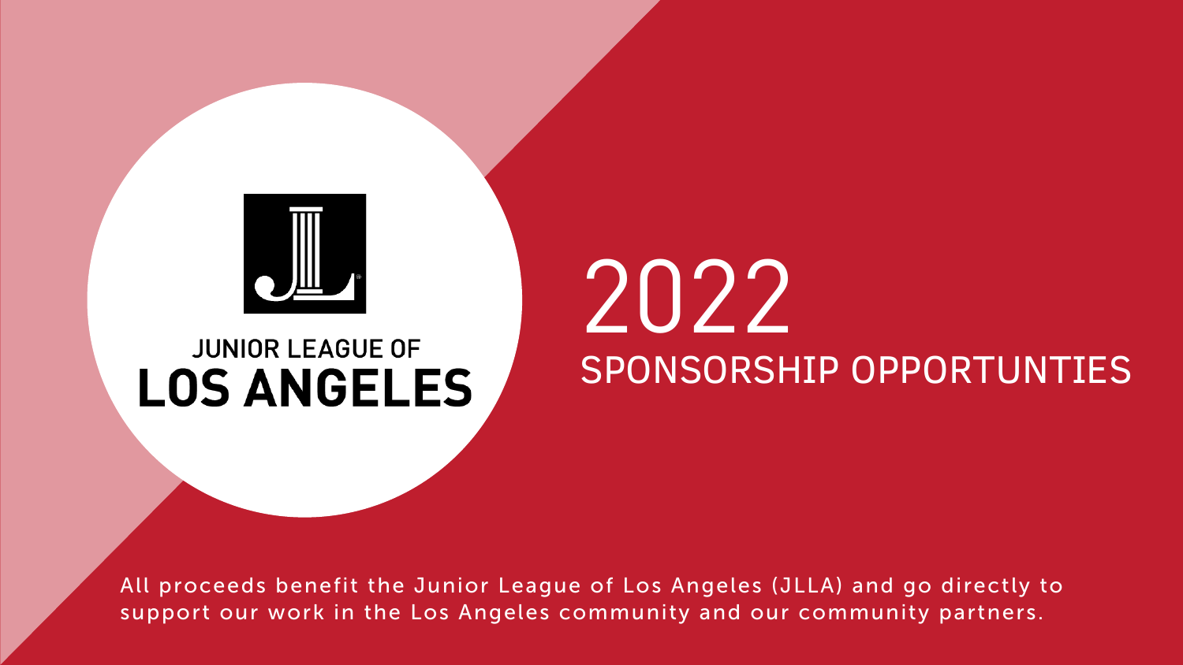JUNIOR LEAGUE OF

**LOS ANGELES**

# 2022

## SPONSORSHIP OPPORTUNTIES

All proceeds benefit the Junior League of Los Angeles (JLLA) and go directly to support our work in the Los Angeles community and our community partners.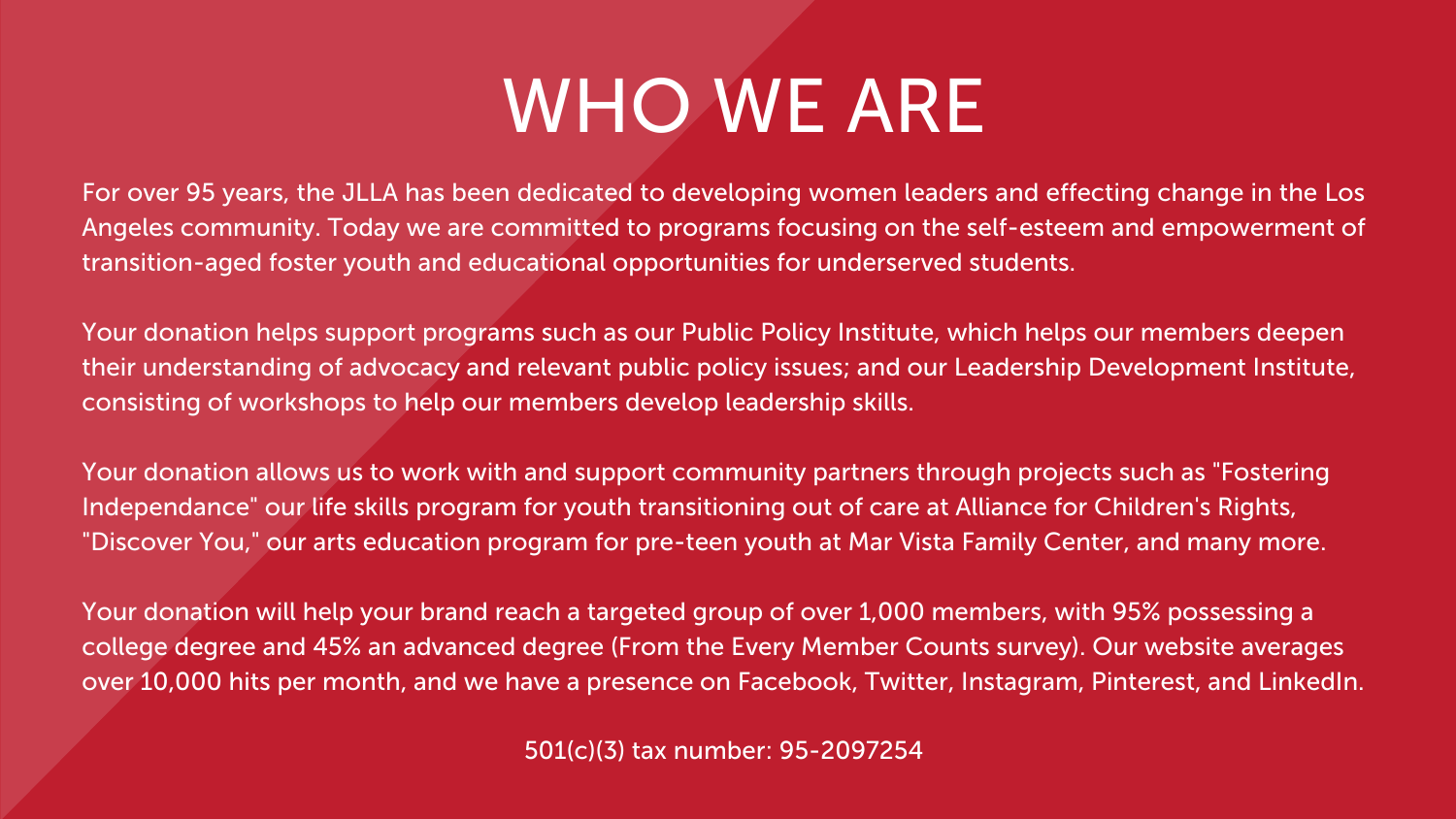# WHO WE ARE

For over 95 years, the JLLA has been dedicated to developing women leaders and effecting change in the Los Angeles community. Today we are committed to programs focusing on the self-esteem and empowerment of transition-aged foster youth and educational opportunities for underserved students.

Your donation helps support programs such as our Public Policy Institute, which helps our members deepen their understanding of advocacy and relevant public policy issues; and our Leadership Development Institute, consisting of workshops to help our members develop leadership skills.

Your donation allows us to work with and support community partners through projects such as "Fostering Independance" our life skills program for youth transitioning out of care at Alliance for Children's Rights, "Discover You," our arts education program for pre-teen youth at Mar Vista Family Center, and many more.

Your donation will help your brand reach a targeted group of over 1,000 members, with 95% possessing a college degree and 45% an advanced degree (From the Every Member Counts survey). Our website averages over 10,000 hits per month, and we have a presence on Facebook, Twitter, Instagram, Pinterest, and LinkedIn.

501(c)(3) tax number: 95-2097254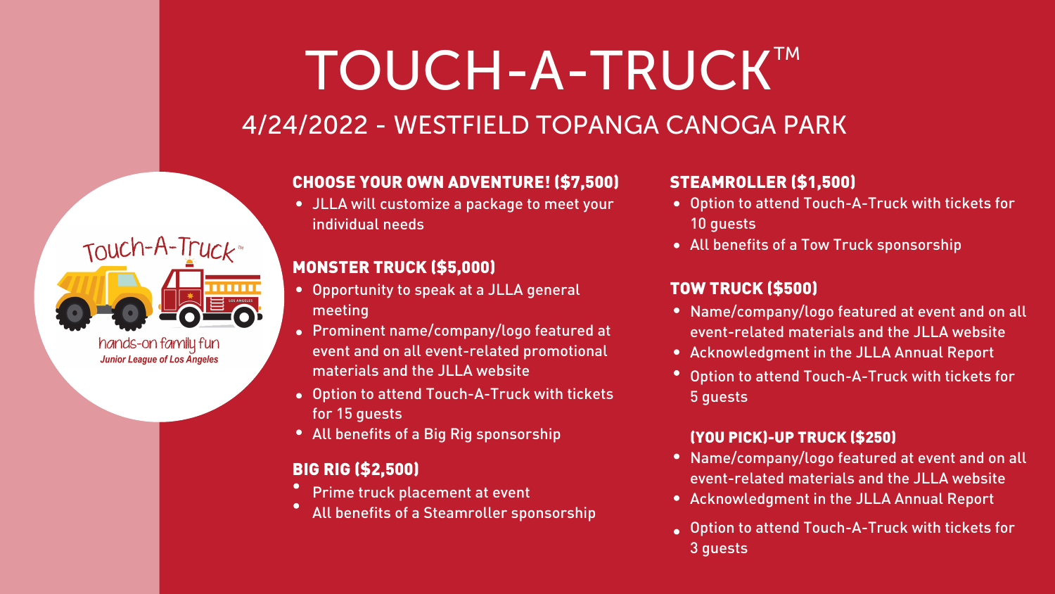# TOUCH-A-TRUCK™

## 4/24/2022 - WESTFIELD TOPANGA CANOGA PARK

Touch-A-Truck™

hands-on family fun

*Junior League of Los Angeles*

### CHOOSE YOUR OWN ADVENTURE! ($7,500)

- JLLA will customize a package to meet your individual needs

### MONSTER TRUCK ($5,000)

- Opportunity to speak at a JLLA general meeting
- Prominent name/company/logo featured at event and on all event-related promotional materials and the JLLA website
- Option to attend Touch-A-Truck with tickets for 15 guests
- All benefits of a Big Rig sponsorship

### BIG RIG ($2,500)

- Prime truck placement at event
- All benefits of a Steamroller sponsorship

### STEAMROLLER ($1,500)

- Option to attend Touch-A-Truck with tickets for 10 guests
- All benefits of a Tow Truck sponsorship

### TOW TRUCK ($500)

- Name/company/logo featured at event and on all event-related materials and the JLLA website
- Acknowledgment in the JLLA Annual Report
- Option to attend Touch-A-Truck with tickets for 5 guests

### (YOU PICK)-UP TRUCK ($250)

- Name/company/logo featured at event and on all event-related materials and the JLLA website
- Acknowledgment in the JLLA Annual Report
- Option to attend Touch-A-Truck with tickets for 3 guests